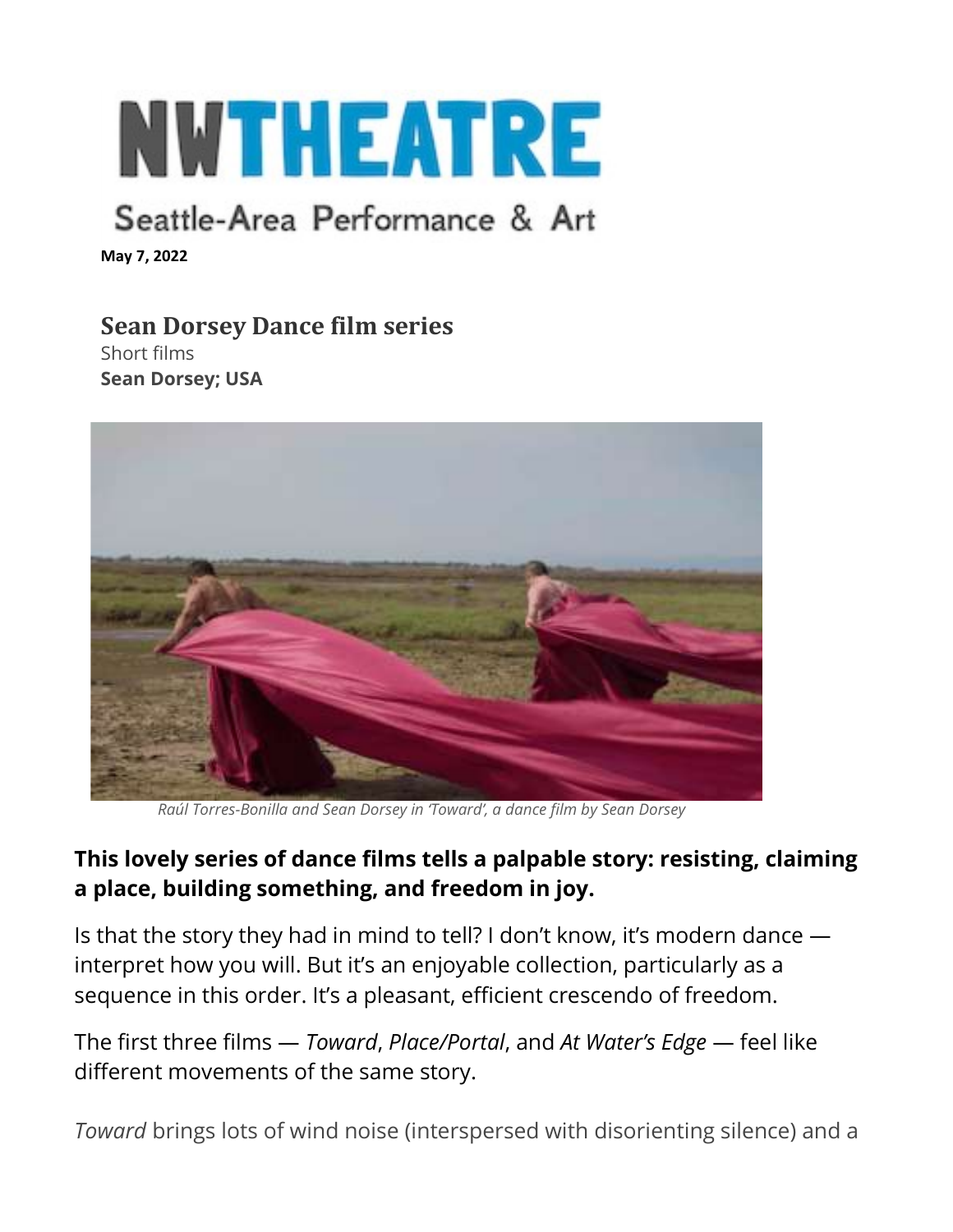# NWTHEATRE

Seattle-Area Performance & Art

**May 7, 2022**

## Sean Dorsey Dance film series

Short films

**Sean Dorsey; USA**

*Raúl Torres-Bonilla and Sean Dorsey in 'Toward', a dance film by Sean Dorsey*

**This lovely series of dance films tells a palpable story: resisting, claiming a place, building something, and freedom in joy.**

Is that the story they had in mind to tell? I don't know, it's modern dance — interpret how you will. But it's an enjoyable collection, particularly as a sequence in this order. It's a pleasant, efficient crescendo of freedom.

The first three films — *Toward*, *Place/Portal*, and *At Water's Edge* — feel like different movements of the same story.

*Toward* brings lots of wind noise (interspersed with disorienting silence) and a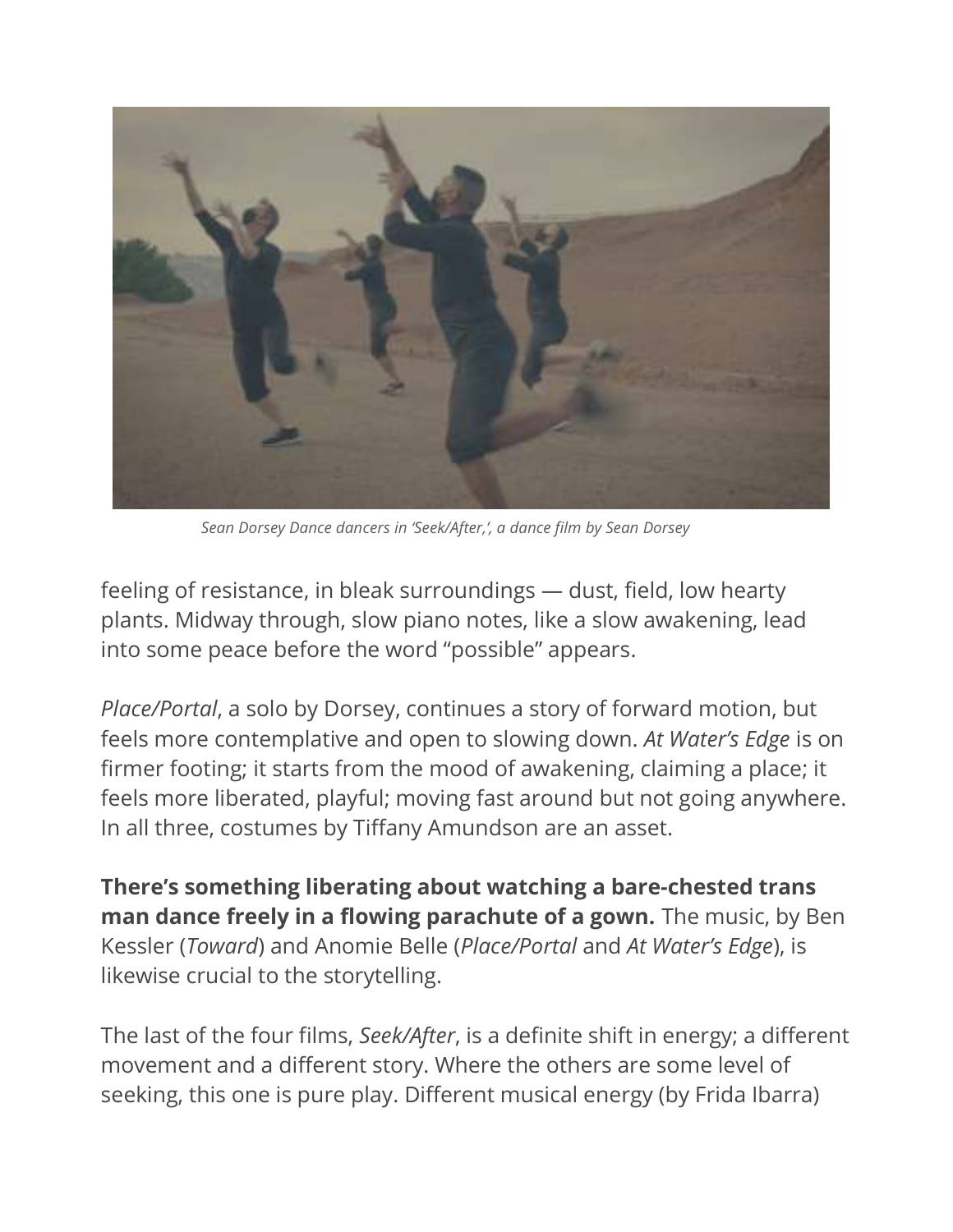*Sean Dorsey Dance dancers in 'Seek/After,', a dance film by Sean Dorsey*

feeling of resistance, in bleak surroundings — dust, field, low hearty plants. Midway through, slow piano notes, like a slow awakening, lead into some peace before the word "possible" appears.

*Place/Portal*, a solo by Dorsey, continues a story of forward motion, but feels more contemplative and open to slowing down. *At Water's Edge* is on firmer footing; it starts from the mood of awakening, claiming a place; it feels more liberated, playful; moving fast around but not going anywhere. In all three, costumes by Tiffany Amundson are an asset.

**There's something liberating about watching a bare-chested trans man dance freely in a flowing parachute of a gown.** The music, by Ben Kessler (*Toward*) and Anomie Belle (*Place/Portal* and *At Water's Edge*), is likewise crucial to the storytelling.

The last of the four films, *Seek/After*, is a definite shift in energy; a different movement and a different story. Where the others are some level of seeking, this one is pure play. Different musical energy (by Frida Ibarra)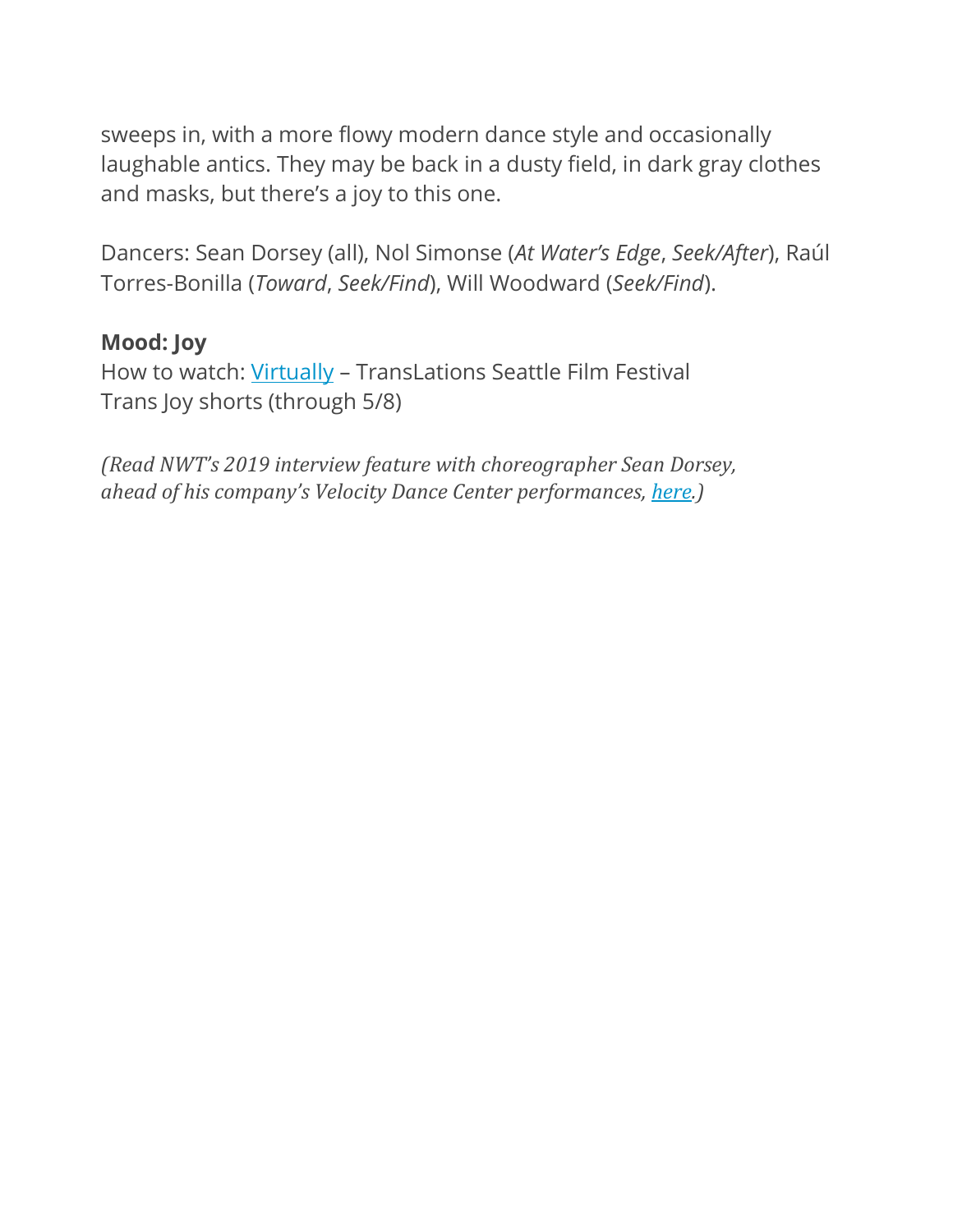sweeps in, with a more flowy modern dance style and occasionally laughable antics. They may be back in a dusty field, in dark gray clothes and masks, but there's a joy to this one.

Dancers: Sean Dorsey (all), Nol Simonse (*At Water's Edge*, *Seek/After*), Raúl Torres-Bonilla (*Toward*, *Seek/Find*), Will Woodward (*Seek/Find*).

**Mood: Joy**
How to watch: Virtually – TransLations Seattle Film Festival Trans Joy shorts (through 5/8)

*(Read NWT's 2019 interview feature with choreographer Sean Dorsey, ahead of his company's Velocity Dance Center performances, here.)*